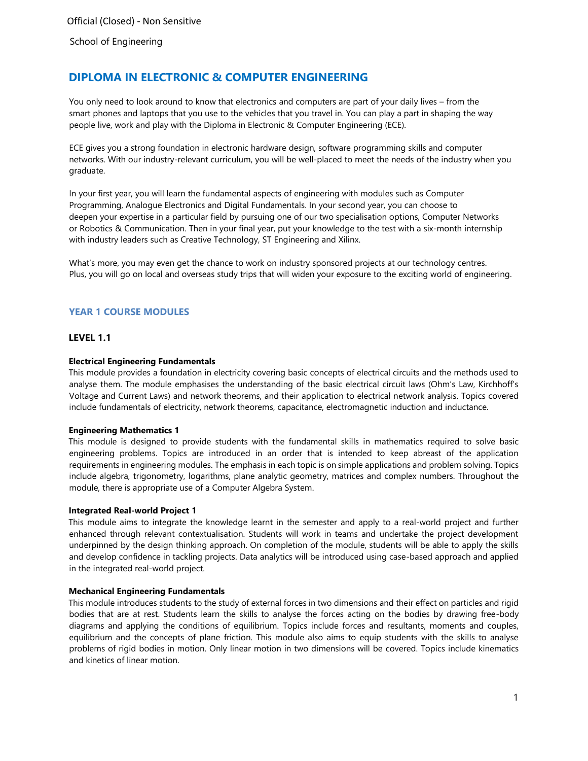Official (Closed) - Non Sensitive

School of Engineering

# DIPLOMA IN ELECTRONIC & COMPUTER ENGINEERING

You only need to look around to know that electronics and computers are part of your daily lives – from the smart phones and laptops that you use to the vehicles that you travel in. You can play a part in shaping the way people live, work and play with the Diploma in Electronic & Computer Engineering (ECE).

ECE gives you a strong foundation in electronic hardware design, software programming skills and computer networks. With our industry-relevant curriculum, you will be well-placed to meet the needs of the industry when you graduate.

In your first year, you will learn the fundamental aspects of engineering with modules such as Computer Programming, Analogue Electronics and Digital Fundamentals. In your second year, you can choose to deepen your expertise in a particular field by pursuing one of our two specialisation options, Computer Networks or Robotics & Communication. Then in your final year, put your knowledge to the test with a six-month internship with industry leaders such as Creative Technology, ST Engineering and Xilinx.

What's more, you may even get the chance to work on industry sponsored projects at our technology centres. Plus, you will go on local and overseas study trips that will widen your exposure to the exciting world of engineering.

## YEAR 1 COURSE MODULES

### LEVEL 1.1

**Electrical Engineering Fundamentals**
This module provides a foundation in electricity covering basic concepts of electrical circuits and the methods used to analyse them. The module emphasises the understanding of the basic electrical circuit laws (Ohm's Law, Kirchhoff's Voltage and Current Laws) and network theorems, and their application to electrical network analysis. Topics covered include fundamentals of electricity, network theorems, capacitance, electromagnetic induction and inductance.

**Engineering Mathematics 1**
This module is designed to provide students with the fundamental skills in mathematics required to solve basic engineering problems. Topics are introduced in an order that is intended to keep abreast of the application requirements in engineering modules. The emphasis in each topic is on simple applications and problem solving. Topics include algebra, trigonometry, logarithms, plane analytic geometry, matrices and complex numbers. Throughout the module, there is appropriate use of a Computer Algebra System.

**Integrated Real-world Project 1**
This module aims to integrate the knowledge learnt in the semester and apply to a real-world project and further enhanced through relevant contextualisation. Students will work in teams and undertake the project development underpinned by the design thinking approach. On completion of the module, students will be able to apply the skills and develop confidence in tackling projects. Data analytics will be introduced using case-based approach and applied in the integrated real-world project.

**Mechanical Engineering Fundamentals**
This module introduces students to the study of external forces in two dimensions and their effect on particles and rigid bodies that are at rest. Students learn the skills to analyse the forces acting on the bodies by drawing free-body diagrams and applying the conditions of equilibrium. Topics include forces and resultants, moments and couples, equilibrium and the concepts of plane friction. This module also aims to equip students with the skills to analyse problems of rigid bodies in motion. Only linear motion in two dimensions will be covered. Topics include kinematics and kinetics of linear motion.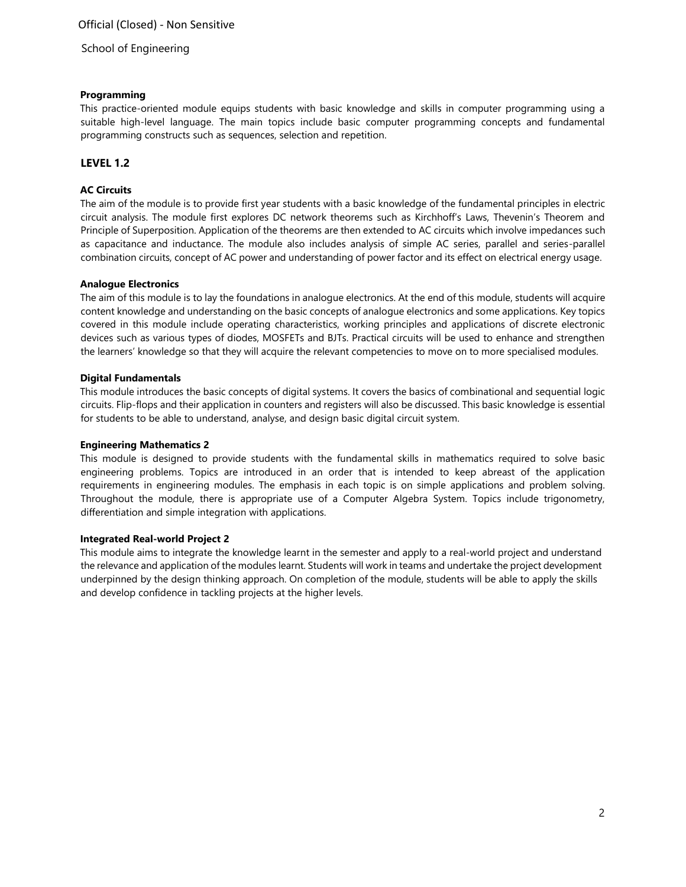**Programming**

This practice-oriented module equips students with basic knowledge and skills in computer programming using a suitable high-level language. The main topics include basic computer programming concepts and fundamental programming constructs such as sequences, selection and repetition.

## LEVEL 1.2

**AC Circuits**

The aim of the module is to provide first year students with a basic knowledge of the fundamental principles in electric circuit analysis. The module first explores DC network theorems such as Kirchhoff's Laws, Thevenin's Theorem and Principle of Superposition. Application of the theorems are then extended to AC circuits which involve impedances such as capacitance and inductance. The module also includes analysis of simple AC series, parallel and series-parallel combination circuits, concept of AC power and understanding of power factor and its effect on electrical energy usage.

**Analogue Electronics**

The aim of this module is to lay the foundations in analogue electronics. At the end of this module, students will acquire content knowledge and understanding on the basic concepts of analogue electronics and some applications. Key topics covered in this module include operating characteristics, working principles and applications of discrete electronic devices such as various types of diodes, MOSFETs and BJTs. Practical circuits will be used to enhance and strengthen the learners' knowledge so that they will acquire the relevant competencies to move on to more specialised modules.

**Digital Fundamentals**

This module introduces the basic concepts of digital systems. It covers the basics of combinational and sequential logic circuits. Flip-flops and their application in counters and registers will also be discussed. This basic knowledge is essential for students to be able to understand, analyse, and design basic digital circuit system.

**Engineering Mathematics 2**

This module is designed to provide students with the fundamental skills in mathematics required to solve basic engineering problems. Topics are introduced in an order that is intended to keep abreast of the application requirements in engineering modules. The emphasis in each topic is on simple applications and problem solving. Throughout the module, there is appropriate use of a Computer Algebra System. Topics include trigonometry, differentiation and simple integration with applications.

**Integrated Real-world Project 2**

This module aims to integrate the knowledge learnt in the semester and apply to a real-world project and understand the relevance and application of the modules learnt. Students will work in teams and undertake the project development underpinned by the design thinking approach. On completion of the module, students will be able to apply the skills and develop confidence in tackling projects at the higher levels.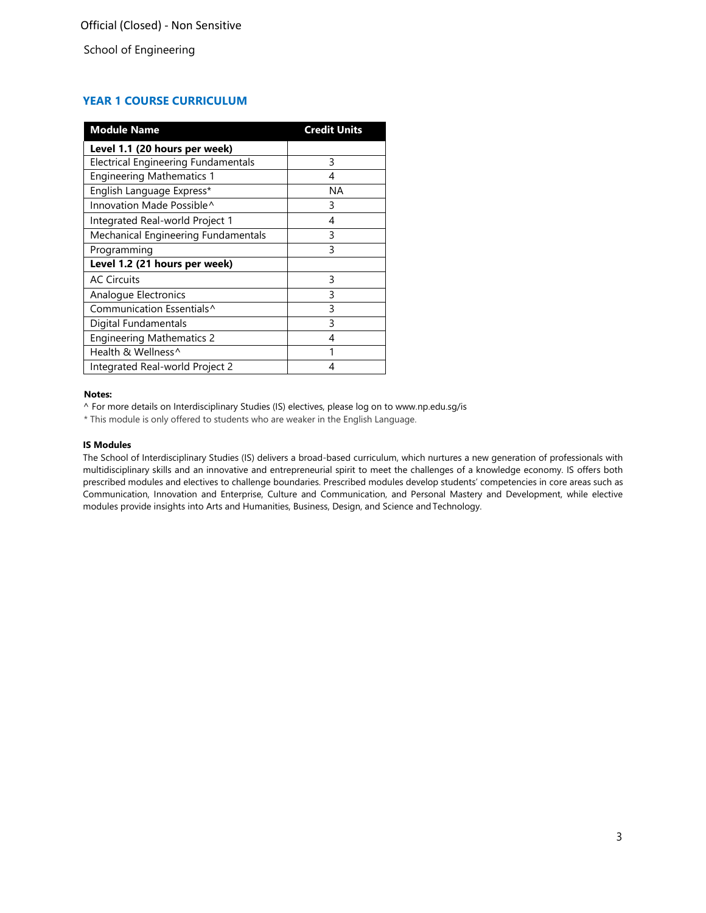Official (Closed) - Non Sensitive

School of Engineering

## YEAR 1 COURSE CURRICULUM

| Module Name | Credit Units |
|---|---|
| **Level 1.1 (20 hours per week)** | |
| Electrical Engineering Fundamentals | 3 |
| Engineering Mathematics 1 | 4 |
| English Language Express* | NA |
| Innovation Made Possible^ | 3 |
| Integrated Real-world Project 1 | 4 |
| Mechanical Engineering Fundamentals | 3 |
| Programming | 3 |
| **Level 1.2 (21 hours per week)** | |
| AC Circuits | 3 |
| Analogue Electronics | 3 |
| Communication Essentials^ | 3 |
| Digital Fundamentals | 3 |
| Engineering Mathematics 2 | 4 |
| Health & Wellness^ | 1 |
| Integrated Real-world Project 2 | 4 |

**Notes:**

^ For more details on Interdisciplinary Studies (IS) electives, please log on to www.np.edu.sg/is

* This module is only offered to students who are weaker in the English Language.

**IS Modules**

The School of Interdisciplinary Studies (IS) delivers a broad-based curriculum, which nurtures a new generation of professionals with multidisciplinary skills and an innovative and entrepreneurial spirit to meet the challenges of a knowledge economy. IS offers both prescribed modules and electives to challenge boundaries. Prescribed modules develop students' competencies in core areas such as Communication, Innovation and Enterprise, Culture and Communication, and Personal Mastery and Development, while elective modules provide insights into Arts and Humanities, Business, Design, and Science and Technology.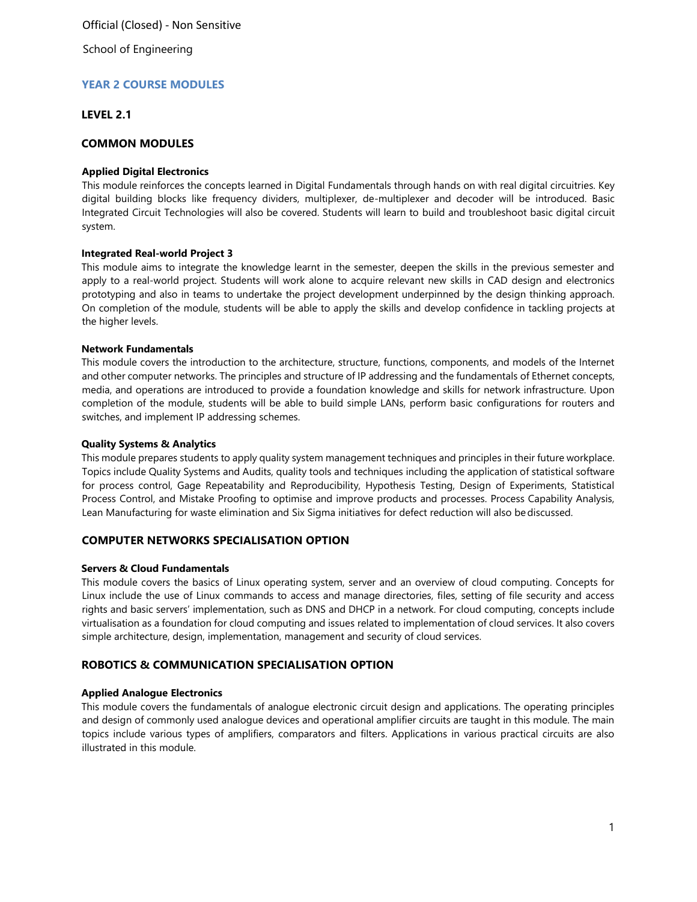Official (Closed) - Non Sensitive

School of Engineering

## YEAR 2 COURSE MODULES

### LEVEL 2.1

### COMMON MODULES

**Applied Digital Electronics**

This module reinforces the concepts learned in Digital Fundamentals through hands on with real digital circuitries. Key digital building blocks like frequency dividers, multiplexer, de-multiplexer and decoder will be introduced. Basic Integrated Circuit Technologies will also be covered. Students will learn to build and troubleshoot basic digital circuit system.

**Integrated Real-world Project 3**

This module aims to integrate the knowledge learnt in the semester, deepen the skills in the previous semester and apply to a real-world project. Students will work alone to acquire relevant new skills in CAD design and electronics prototyping and also in teams to undertake the project development underpinned by the design thinking approach. On completion of the module, students will be able to apply the skills and develop confidence in tackling projects at the higher levels.

**Network Fundamentals**

This module covers the introduction to the architecture, structure, functions, components, and models of the Internet and other computer networks. The principles and structure of IP addressing and the fundamentals of Ethernet concepts, media, and operations are introduced to provide a foundation knowledge and skills for network infrastructure. Upon completion of the module, students will be able to build simple LANs, perform basic configurations for routers and switches, and implement IP addressing schemes.

**Quality Systems & Analytics**

This module prepares students to apply quality system management techniques and principles in their future workplace. Topics include Quality Systems and Audits, quality tools and techniques including the application of statistical software for process control, Gage Repeatability and Reproducibility, Hypothesis Testing, Design of Experiments, Statistical Process Control, and Mistake Proofing to optimise and improve products and processes. Process Capability Analysis, Lean Manufacturing for waste elimination and Six Sigma initiatives for defect reduction will also be discussed.

### COMPUTER NETWORKS SPECIALISATION OPTION

**Servers & Cloud Fundamentals**

This module covers the basics of Linux operating system, server and an overview of cloud computing. Concepts for Linux include the use of Linux commands to access and manage directories, files, setting of file security and access rights and basic servers' implementation, such as DNS and DHCP in a network. For cloud computing, concepts include virtualisation as a foundation for cloud computing and issues related to implementation of cloud services. It also covers simple architecture, design, implementation, management and security of cloud services.

### ROBOTICS & COMMUNICATION SPECIALISATION OPTION

**Applied Analogue Electronics**

This module covers the fundamentals of analogue electronic circuit design and applications. The operating principles and design of commonly used analogue devices and operational amplifier circuits are taught in this module. The main topics include various types of amplifiers, comparators and filters. Applications in various practical circuits are also illustrated in this module.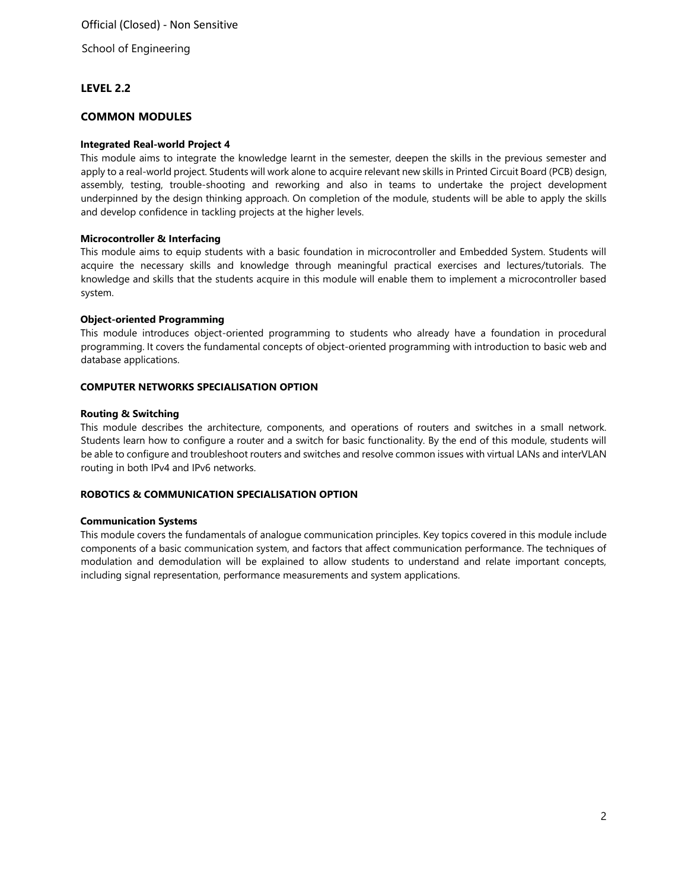## LEVEL 2.2

## COMMON MODULES

**Integrated Real-world Project 4**

This module aims to integrate the knowledge learnt in the semester, deepen the skills in the previous semester and apply to a real-world project. Students will work alone to acquire relevant new skills in Printed Circuit Board (PCB) design, assembly, testing, trouble-shooting and reworking and also in teams to undertake the project development underpinned by the design thinking approach. On completion of the module, students will be able to apply the skills and develop confidence in tackling projects at the higher levels.

**Microcontroller & Interfacing**

This module aims to equip students with a basic foundation in microcontroller and Embedded System. Students will acquire the necessary skills and knowledge through meaningful practical exercises and lectures/tutorials. The knowledge and skills that the students acquire in this module will enable them to implement a microcontroller based system.

**Object-oriented Programming**

This module introduces object-oriented programming to students who already have a foundation in procedural programming. It covers the fundamental concepts of object-oriented programming with introduction to basic web and database applications.

### COMPUTER NETWORKS SPECIALISATION OPTION

**Routing & Switching**

This module describes the architecture, components, and operations of routers and switches in a small network. Students learn how to configure a router and a switch for basic functionality. By the end of this module, students will be able to configure and troubleshoot routers and switches and resolve common issues with virtual LANs and interVLAN routing in both IPv4 and IPv6 networks.

### ROBOTICS & COMMUNICATION SPECIALISATION OPTION

**Communication Systems**

This module covers the fundamentals of analogue communication principles. Key topics covered in this module include components of a basic communication system, and factors that affect communication performance. The techniques of modulation and demodulation will be explained to allow students to understand and relate important concepts, including signal representation, performance measurements and system applications.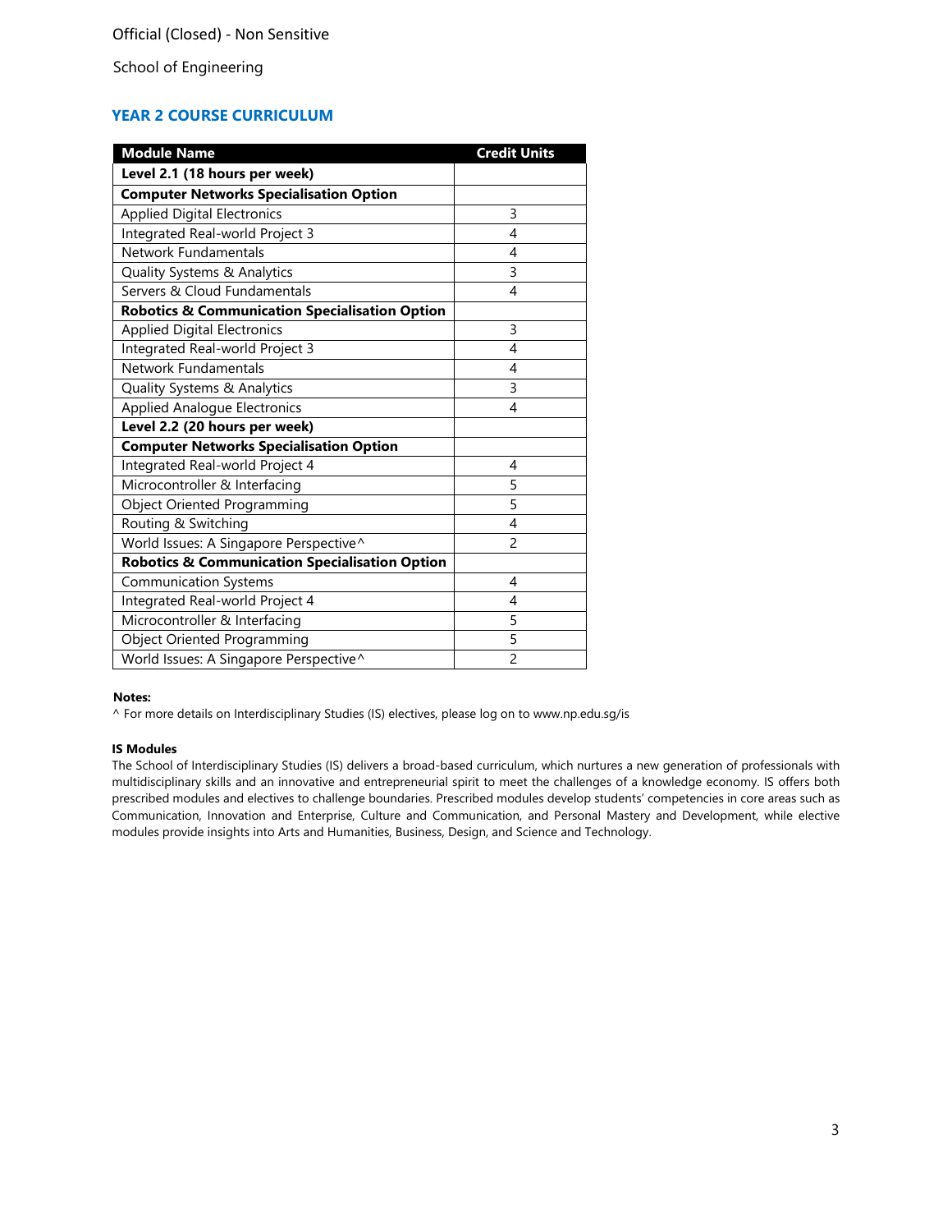Official (Closed) - Non Sensitive

School of Engineering

## YEAR 2 COURSE CURRICULUM

| Module Name | Credit Units |
|---|---|
| **Level 2.1 (18 hours per week)** | |
| **Computer Networks Specialisation Option** | |
| Applied Digital Electronics | 3 |
| Integrated Real-world Project 3 | 4 |
| Network Fundamentals | 4 |
| Quality Systems & Analytics | 3 |
| Servers & Cloud Fundamentals | 4 |
| **Robotics & Communication Specialisation Option** | |
| Applied Digital Electronics | 3 |
| Integrated Real-world Project 3 | 4 |
| Network Fundamentals | 4 |
| Quality Systems & Analytics | 3 |
| Applied Analogue Electronics | 4 |
| **Level 2.2 (20 hours per week)** | |
| **Computer Networks Specialisation Option** | |
| Integrated Real-world Project 4 | 4 |
| Microcontroller & Interfacing | 5 |
| Object Oriented Programming | 5 |
| Routing & Switching | 4 |
| World Issues: A Singapore Perspective^ | 2 |
| **Robotics & Communication Specialisation Option** | |
| Communication Systems | 4 |
| Integrated Real-world Project 4 | 4 |
| Microcontroller & Interfacing | 5 |
| Object Oriented Programming | 5 |
| World Issues: A Singapore Perspective^ | 2 |

**Notes:**

^ For more details on Interdisciplinary Studies (IS) electives, please log on to www.np.edu.sg/is

**IS Modules**

The School of Interdisciplinary Studies (IS) delivers a broad-based curriculum, which nurtures a new generation of professionals with multidisciplinary skills and an innovative and entrepreneurial spirit to meet the challenges of a knowledge economy. IS offers both prescribed modules and electives to challenge boundaries. Prescribed modules develop students' competencies in core areas such as Communication, Innovation and Enterprise, Culture and Communication, and Personal Mastery and Development, while elective modules provide insights into Arts and Humanities, Business, Design, and Science and Technology.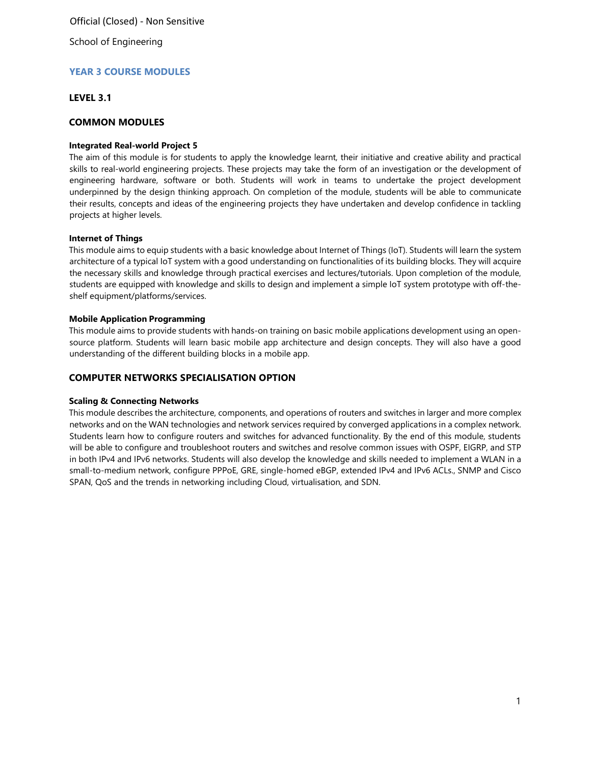Official (Closed) - Non Sensitive

School of Engineering

## YEAR 3 COURSE MODULES

### LEVEL 3.1

### COMMON MODULES

**Integrated Real-world Project 5**

The aim of this module is for students to apply the knowledge learnt, their initiative and creative ability and practical skills to real-world engineering projects. These projects may take the form of an investigation or the development of engineering hardware, software or both. Students will work in teams to undertake the project development underpinned by the design thinking approach. On completion of the module, students will be able to communicate their results, concepts and ideas of the engineering projects they have undertaken and develop confidence in tackling projects at higher levels.

**Internet of Things**

This module aims to equip students with a basic knowledge about Internet of Things (IoT). Students will learn the system architecture of a typical IoT system with a good understanding on functionalities of its building blocks. They will acquire the necessary skills and knowledge through practical exercises and lectures/tutorials. Upon completion of the module, students are equipped with knowledge and skills to design and implement a simple IoT system prototype with off-the-shelf equipment/platforms/services.

**Mobile Application Programming**

This module aims to provide students with hands-on training on basic mobile applications development using an open-source platform. Students will learn basic mobile app architecture and design concepts. They will also have a good understanding of the different building blocks in a mobile app.

### COMPUTER NETWORKS SPECIALISATION OPTION

**Scaling & Connecting Networks**

This module describes the architecture, components, and operations of routers and switches in larger and more complex networks and on the WAN technologies and network services required by converged applications in a complex network. Students learn how to configure routers and switches for advanced functionality. By the end of this module, students will be able to configure and troubleshoot routers and switches and resolve common issues with OSPF, EIGRP, and STP in both IPv4 and IPv6 networks. Students will also develop the knowledge and skills needed to implement a WLAN in a small-to-medium network, configure PPPoE, GRE, single-homed eBGP, extended IPv4 and IPv6 ACLs., SNMP and Cisco SPAN, QoS and the trends in networking including Cloud, virtualisation, and SDN.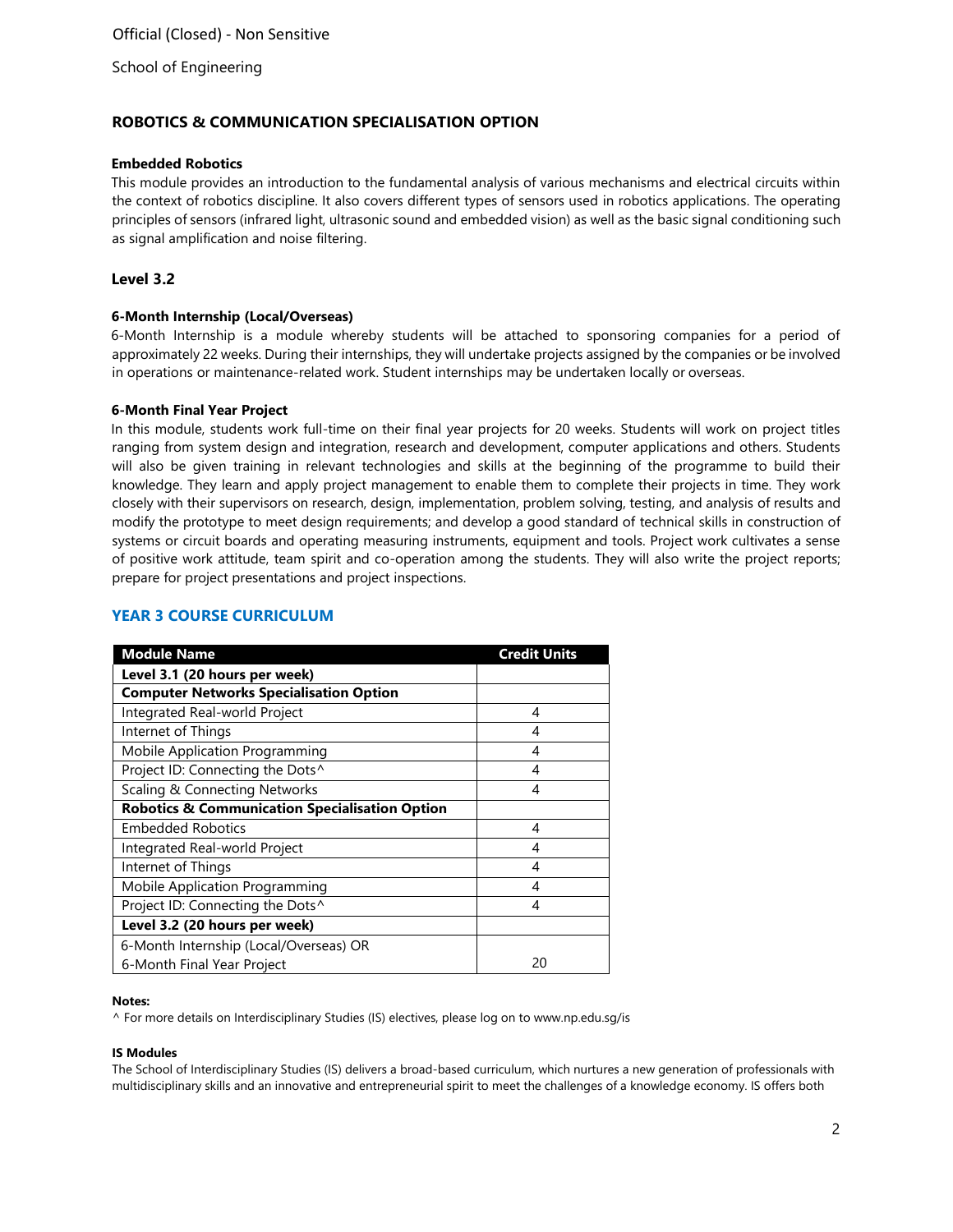## ROBOTICS & COMMUNICATION SPECIALISATION OPTION

**Embedded Robotics**

This module provides an introduction to the fundamental analysis of various mechanisms and electrical circuits within the context of robotics discipline. It also covers different types of sensors used in robotics applications. The operating principles of sensors (infrared light, ultrasonic sound and embedded vision) as well as the basic signal conditioning such as signal amplification and noise filtering.

### Level 3.2

**6-Month Internship (Local/Overseas)**

6-Month Internship is a module whereby students will be attached to sponsoring companies for a period of approximately 22 weeks. During their internships, they will undertake projects assigned by the companies or be involved in operations or maintenance-related work. Student internships may be undertaken locally or overseas.

**6-Month Final Year Project**

In this module, students work full-time on their final year projects for 20 weeks. Students will work on project titles ranging from system design and integration, research and development, computer applications and others. Students will also be given training in relevant technologies and skills at the beginning of the programme to build their knowledge. They learn and apply project management to enable them to complete their projects in time. They work closely with their supervisors on research, design, implementation, problem solving, testing, and analysis of results and modify the prototype to meet design requirements; and develop a good standard of technical skills in construction of systems or circuit boards and operating measuring instruments, equipment and tools. Project work cultivates a sense of positive work attitude, team spirit and co-operation among the students. They will also write the project reports; prepare for project presentations and project inspections.

## YEAR 3 COURSE CURRICULUM

| Module Name | Credit Units |
|---|---|
| **Level 3.1 (20 hours per week)** | |
| **Computer Networks Specialisation Option** | |
| Integrated Real-world Project | 4 |
| Internet of Things | 4 |
| Mobile Application Programming | 4 |
| Project ID: Connecting the Dots^ | 4 |
| Scaling & Connecting Networks | 4 |
| **Robotics & Communication Specialisation Option** | |
| Embedded Robotics | 4 |
| Integrated Real-world Project | 4 |
| Internet of Things | 4 |
| Mobile Application Programming | 4 |
| Project ID: Connecting the Dots^ | 4 |
| **Level 3.2 (20 hours per week)** | |
| 6-Month Internship (Local/Overseas) OR 6-Month Final Year Project | 20 |

**Notes:**

^ For more details on Interdisciplinary Studies (IS) electives, please log on to www.np.edu.sg/is

**IS Modules**

The School of Interdisciplinary Studies (IS) delivers a broad-based curriculum, which nurtures a new generation of professionals with multidisciplinary skills and an innovative and entrepreneurial spirit to meet the challenges of a knowledge economy. IS offers both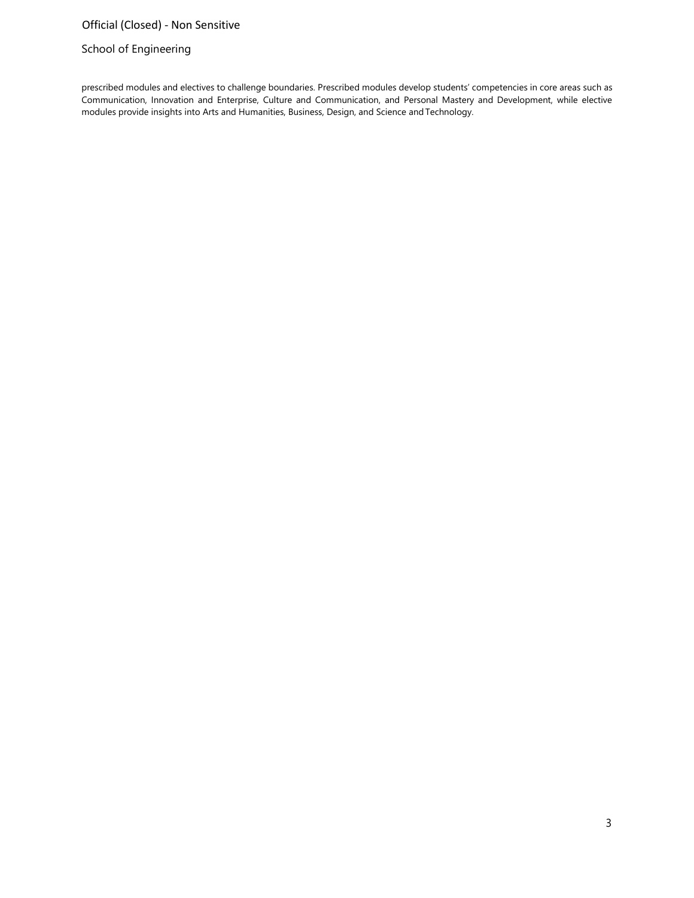prescribed modules and electives to challenge boundaries. Prescribed modules develop students' competencies in core areas such as Communication, Innovation and Enterprise, Culture and Communication, and Personal Mastery and Development, while elective modules provide insights into Arts and Humanities, Business, Design, and Science and Technology.